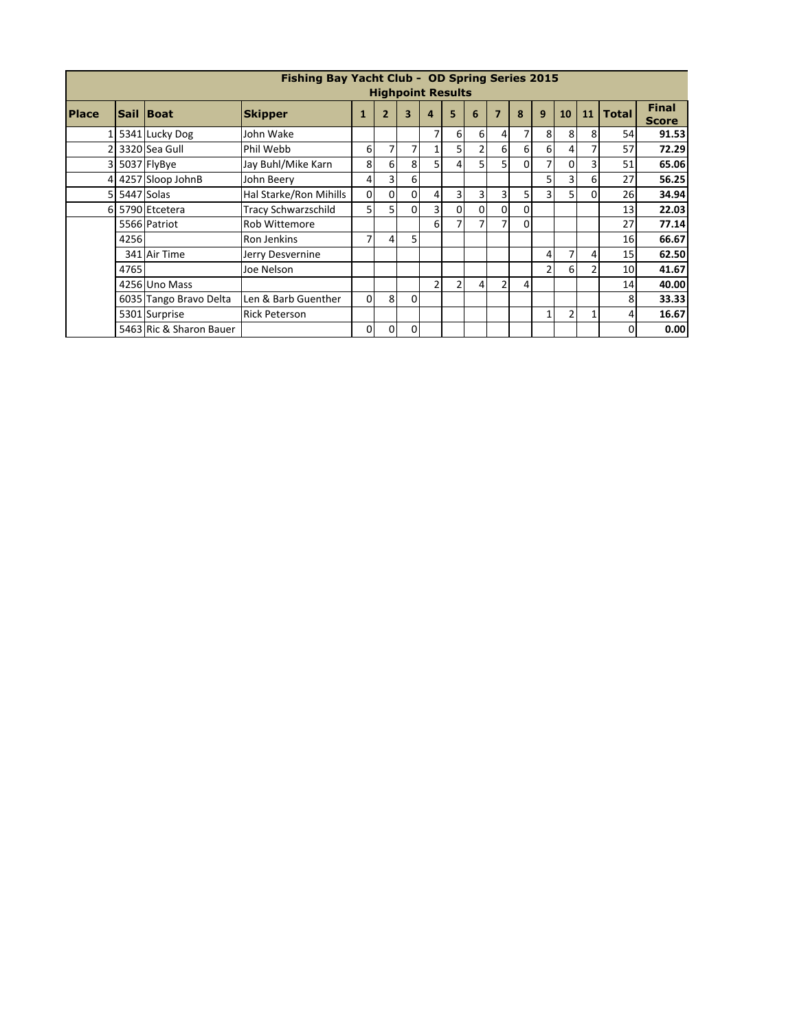| Fishing Bay Yacht Club - OD Spring Series 2015 Highpoint Results | | | | | | | | | | | | | | | | | |
|---|---|---|---|---|---|---|---|---|---|---|---|---|---|---|---|---|---|
| **Place** | **Sail** | **Boat** | **Skipper** | **1** | **2** | **3** | **4** | **5** | **6** | **7** | **8** | **9** | **10** | **11** | **Total** | **Final Score** |
| 1 | 5341 | Lucky Dog | John Wake | | | | 7 | 6 | 6 | 4 | 7 | 8 | 8 | 8 | 54 | **91.53** |
| 2 | 3320 | Sea Gull | Phil Webb | 6 | 7 | 7 | 1 | 5 | 2 | 6 | 6 | 6 | 4 | 7 | 57 | **72.29** |
| 3 | 5037 | FlyBye | Jay Buhl/Mike Karn | 8 | 6 | 8 | 5 | 4 | 5 | 5 | 0 | 7 | 0 | 3 | 51 | **65.06** |
| 4 | 4257 | Sloop JohnB | John Beery | 4 | 3 | 6 | | | | | | 5 | 3 | 6 | 27 | **56.25** |
| 5 | 5447 | Solas | Hal Starke/Ron Mihills | 0 | 0 | 0 | 4 | 3 | 3 | 3 | 5 | 3 | 5 | 0 | 26 | **34.94** |
| 6 | 5790 | Etcetera | Tracy Schwarzschild | 5 | 5 | 0 | 3 | 0 | 0 | 0 | 0 | | | | 13 | **22.03** |
| | 5566 | Patriot | Rob Wittemore | | | | 6 | 7 | 7 | 7 | 0 | | | | 27 | **77.14** |
| | 4256 | | Ron Jenkins | 7 | 4 | 5 | | | | | | | | | 16 | **66.67** |
| | 341 | Air Time | Jerry Desvernine | | | | | | | | | 4 | 7 | 4 | 15 | **62.50** |
| | 4765 | | Joe Nelson | | | | | | | | | 2 | 6 | 2 | 10 | **41.67** |
| | 4256 | Uno Mass | | | | | 2 | 2 | 4 | 2 | 4 | | | | 14 | **40.00** |
| | 6035 | Tango Bravo Delta | Len & Barb Guenther | 0 | 8 | 0 | | | | | | | | | 8 | **33.33** |
| | 5301 | Surprise | Rick Peterson | | | | | | | | | 1 | 2 | 1 | 4 | **16.67** |
| | 5463 | Ric & Sharon Bauer | | 0 | 0 | 0 | | | | | | | | | 0 | **0.00** |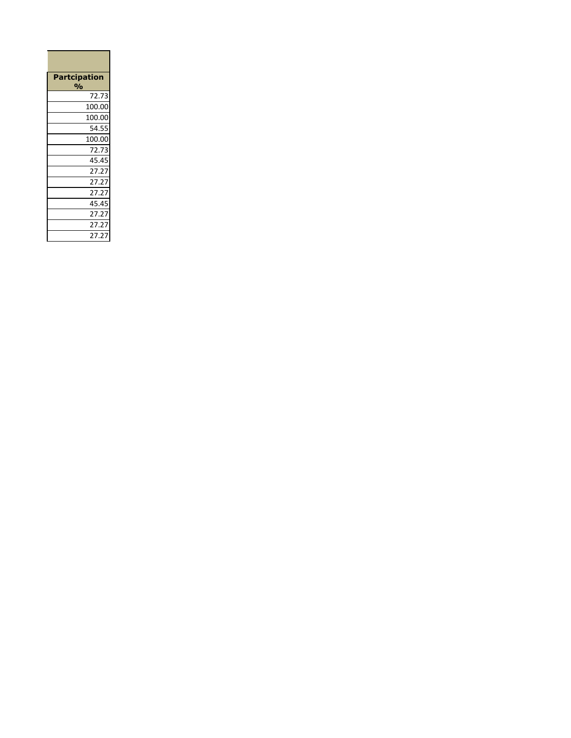| Partcipation % |
|---|
| 72.73 |
| 100.00 |
| 100.00 |
| 54.55 |
| 100.00 |
| 72.73 |
| 45.45 |
| 27.27 |
| 27.27 |
| 27.27 |
| 45.45 |
| 27.27 |
| 27.27 |
| 27.27 |